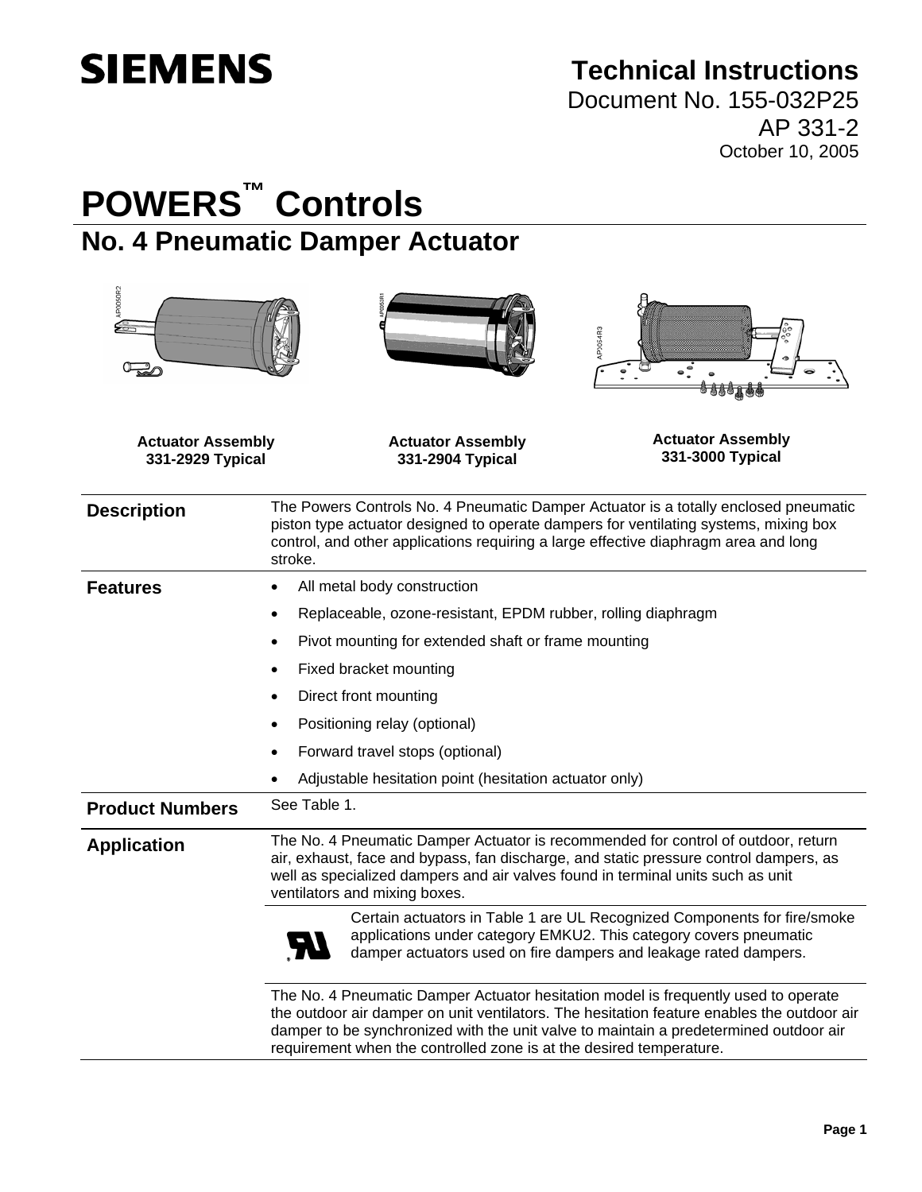**SIEMENS**

# Technical Instructions

Document No. 155-032P25

AP 331-2

October 10, 2005

# POWERS™ Controls

## No. 4 Pneumatic Damper Actuator

**Actuator Assembly 331-2929 Typical**

**Actuator Assembly 331-2904 Typical**

**Actuator Assembly 331-3000 Typical**

### Description

The Powers Controls No. 4 Pneumatic Damper Actuator is a totally enclosed pneumatic piston type actuator designed to operate dampers for ventilating systems, mixing box control, and other applications requiring a large effective diaphragm area and long stroke.

### Features

- All metal body construction
- Replaceable, ozone-resistant, EPDM rubber, rolling diaphragm
- Pivot mounting for extended shaft or frame mounting
- Fixed bracket mounting
- Direct front mounting
- Positioning relay (optional)
- Forward travel stops (optional)
- Adjustable hesitation point (hesitation actuator only)

### Product Numbers

See Table 1.

### Application

The No. 4 Pneumatic Damper Actuator is recommended for control of outdoor, return air, exhaust, face and bypass, fan discharge, and static pressure control dampers, as well as specialized dampers and air valves found in terminal units such as unit ventilators and mixing boxes.

Certain actuators in Table 1 are UL Recognized Components for fire/smoke applications under category EMKU2. This category covers pneumatic damper actuators used on fire dampers and leakage rated dampers.

The No. 4 Pneumatic Damper Actuator hesitation model is frequently used to operate the outdoor air damper on unit ventilators. The hesitation feature enables the outdoor air damper to be synchronized with the unit valve to maintain a predetermined outdoor air requirement when the controlled zone is at the desired temperature.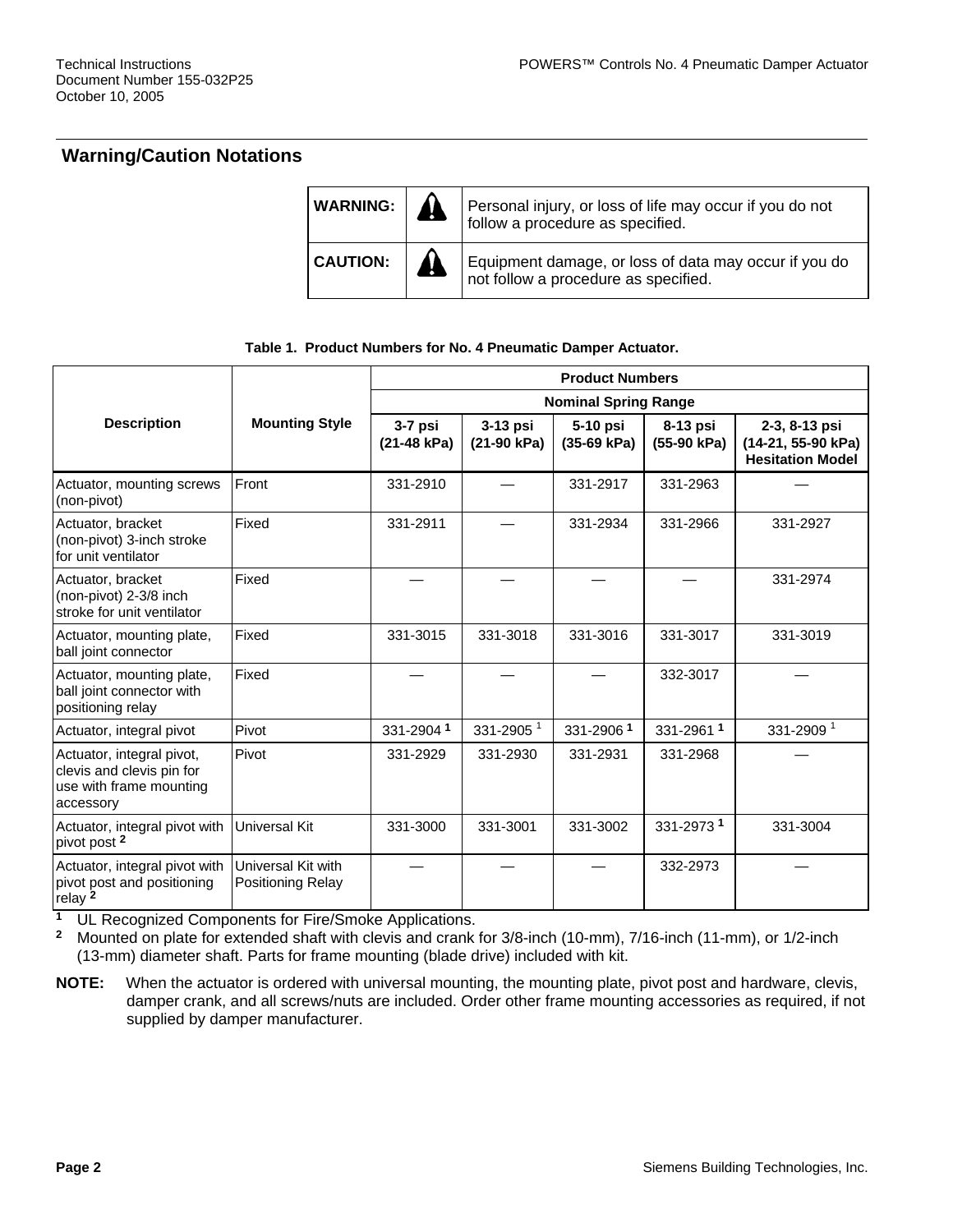## Warning/Caution Notations

| | | |
|---|---|---|
| **WARNING:** | | Personal injury, or loss of life may occur if you do not follow a procedure as specified. |
| **CAUTION:** | | Equipment damage, or loss of data may occur if you do not follow a procedure as specified. |

**Table 1. Product Numbers for No. 4 Pneumatic Damper Actuator.**

| Description | Mounting Style | Product Numbers | | | | |
|---|---|---|---|---|---|---|
| | | Nominal Spring Range | | | | |
| | | 3-7 psi (21-48 kPa) | 3-13 psi (21-90 kPa) | 5-10 psi (35-69 kPa) | 8-13 psi (55-90 kPa) | 2-3, 8-13 psi (14-21, 55-90 kPa) Hesitation Model |
| Actuator, mounting screws (non-pivot) | Front | 331-2910 | — | 331-2917 | 331-2963 | — |
| Actuator, bracket (non-pivot) 3-inch stroke for unit ventilator | Fixed | 331-2911 | — | 331-2934 | 331-2966 | 331-2927 |
| Actuator, bracket (non-pivot) 2-3/8 inch stroke for unit ventilator | Fixed | — | — | — | — | 331-2974 |
| Actuator, mounting plate, ball joint connector | Fixed | 331-3015 | 331-3018 | 331-3016 | 331-3017 | 331-3019 |
| Actuator, mounting plate, ball joint connector with positioning relay | Fixed | — | — | — | 332-3017 | — |
| Actuator, integral pivot | Pivot | 331-2904 [1] | 331-2905 [1] | 331-2906 [1] | 331-2961 [1] | 331-2909 [1] |
| Actuator, integral pivot, clevis and clevis pin for use with frame mounting accessory | Pivot | 331-2929 | 331-2930 | 331-2931 | 331-2968 | — |
| Actuator, integral pivot with pivot post [2] | Universal Kit | 331-3000 | 331-3001 | 331-3002 | 331-2973 [1] | 331-3004 |
| Actuator, integral pivot with pivot post and positioning relay [2] | Universal Kit with Positioning Relay | — | — | — | 332-2973 | — |

[1] UL Recognized Components for Fire/Smoke Applications.

[2] Mounted on plate for extended shaft with clevis and crank for 3/8-inch (10-mm), 7/16-inch (11-mm), or 1/2-inch (13-mm) diameter shaft. Parts for frame mounting (blade drive) included with kit.

**NOTE:** When the actuator is ordered with universal mounting, the mounting plate, pivot post and hardware, clevis, damper crank, and all screws/nuts are included. Order other frame mounting accessories as required, if not supplied by damper manufacturer.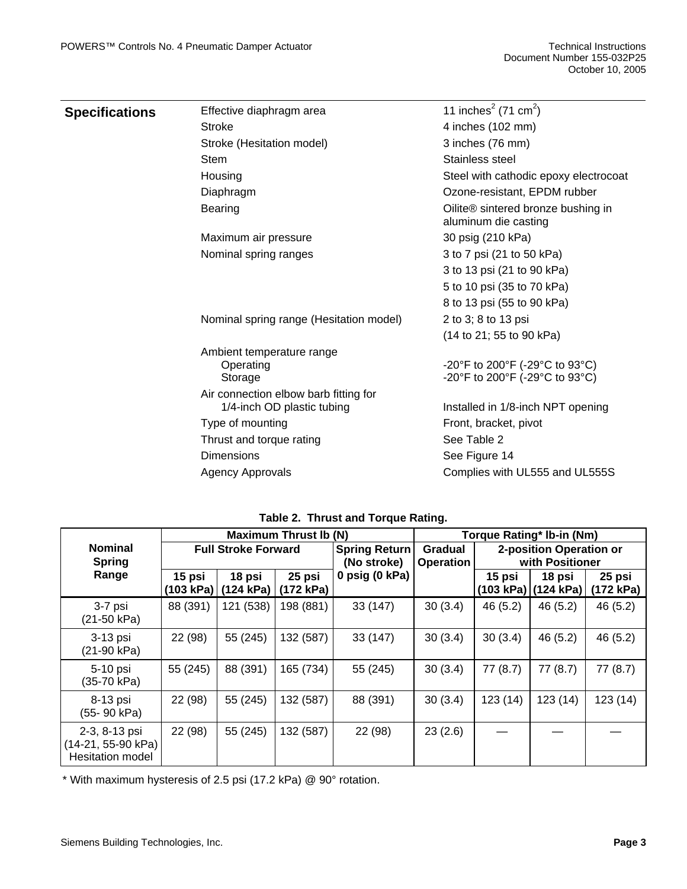## Specifications

| | |
|---|---|
| Effective diaphragm area | 11 inches$^2$ (71 cm$^2$) |
| Stroke | 4 inches (102 mm) |
| Stroke (Hesitation model) | 3 inches (76 mm) |
| Stem | Stainless steel |
| Housing | Steel with cathodic epoxy electrocoat |
| Diaphragm | Ozone-resistant, EPDM rubber |
| Bearing | Oilite® sintered bronze bushing in aluminum die casting |
| Maximum air pressure | 30 psig (210 kPa) |
| Nominal spring ranges | 3 to 7 psi (21 to 50 kPa) |
| | 3 to 13 psi (21 to 90 kPa) |
| | 5 to 10 psi (35 to 70 kPa) |
| | 8 to 13 psi (55 to 90 kPa) |
| Nominal spring range (Hesitation model) | 2 to 3; 8 to 13 psi |
| | (14 to 21; 55 to 90 kPa) |
| Ambient temperature range | |
| Operating | -20°F to 200°F (-29°C to 93°C) |
| Storage | -20°F to 200°F (-29°C to 93°C) |
| Air connection elbow barb fitting for 1/4-inch OD plastic tubing | Installed in 1/8-inch NPT opening |
| Type of mounting | Front, bracket, pivot |
| Thrust and torque rating | See Table 2 |
| Dimensions | See Figure 14 |
| Agency Approvals | Complies with UL555 and UL555S |

**Table 2. Thrust and Torque Rating.**

| Nominal Spring Range | Maximum Thrust lb (N) | | | | Torque Rating* lb-in (Nm) | | | |
|---|---|---|---|---|---|---|---|---|
| | Full Stroke Forward | | | Spring Return (No stroke) | Gradual Operation | 2-position Operation or with Positioner | | |
| | 15 psi (103 kPa) | 18 psi (124 kPa) | 25 psi (172 kPa) | 0 psig (0 kPa) | | 15 psi (103 kPa) | 18 psi (124 kPa) | 25 psi (172 kPa) |
| 3-7 psi (21-50 kPa) | 88 (391) | 121 (538) | 198 (881) | 33 (147) | 30 (3.4) | 46 (5.2) | 46 (5.2) | 46 (5.2) |
| 3-13 psi (21-90 kPa) | 22 (98) | 55 (245) | 132 (587) | 33 (147) | 30 (3.4) | 30 (3.4) | 46 (5.2) | 46 (5.2) |
| 5-10 psi (35-70 kPa) | 55 (245) | 88 (391) | 165 (734) | 55 (245) | 30 (3.4) | 77 (8.7) | 77 (8.7) | 77 (8.7) |
| 8-13 psi (55- 90 kPa) | 22 (98) | 55 (245) | 132 (587) | 88 (391) | 30 (3.4) | 123 (14) | 123 (14) | 123 (14) |
| 2-3, 8-13 psi (14-21, 55-90 kPa) Hesitation model | 22 (98) | 55 (245) | 132 (587) | 22 (98) | 23 (2.6) | — | — | — |

\* With maximum hysteresis of 2.5 psi (17.2 kPa) @ 90° rotation.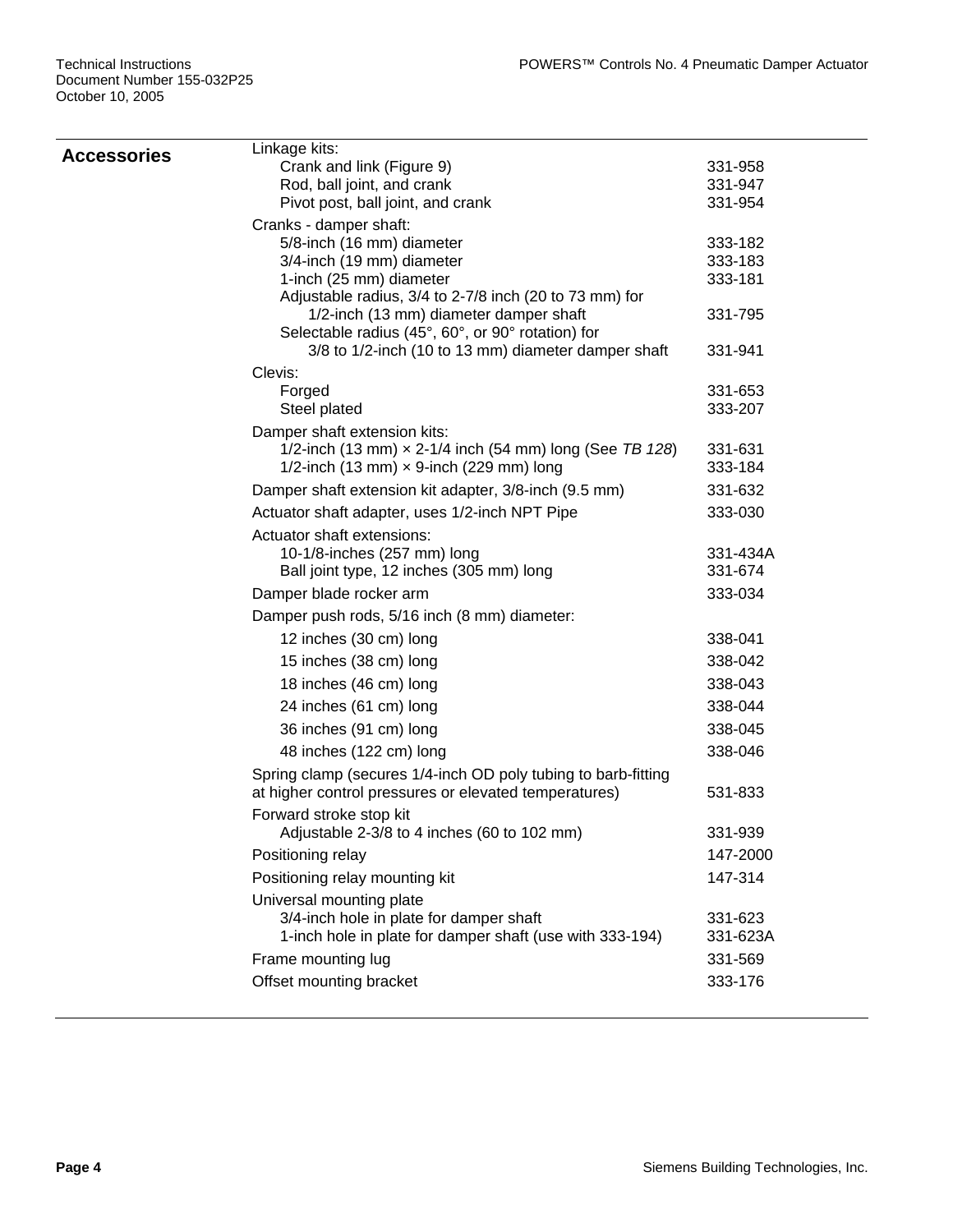## Accessories

| Item | Part Number |
|---|---|
| Linkage kits: | |
| Crank and link (Figure 9) | 331-958 |
| Rod, ball joint, and crank | 331-947 |
| Pivot post, ball joint, and crank | 331-954 |
| Cranks - damper shaft: | |
| 5/8-inch (16 mm) diameter | 333-182 |
| 3/4-inch (19 mm) diameter | 333-183 |
| 1-inch (25 mm) diameter | 333-181 |
| Adjustable radius, 3/4 to 2-7/8 inch (20 to 73 mm) for 1/2-inch (13 mm) diameter damper shaft | 331-795 |
| Selectable radius (45°, 60°, or 90° rotation) for 3/8 to 1/2-inch (10 to 13 mm) diameter damper shaft | 331-941 |
| Clevis: | |
| Forged | 331-653 |
| Steel plated | 333-207 |
| Damper shaft extension kits: | |
| 1/2-inch (13 mm) × 2-1/4 inch (54 mm) long (See *TB 128*) | 331-631 |
| 1/2-inch (13 mm) × 9-inch (229 mm) long | 333-184 |
| Damper shaft extension kit adapter, 3/8-inch (9.5 mm) | 331-632 |
| Actuator shaft adapter, uses 1/2-inch NPT Pipe | 333-030 |
| Actuator shaft extensions: | |
| 10-1/8-inches (257 mm) long | 331-434A |
| Ball joint type, 12 inches (305 mm) long | 331-674 |
| Damper blade rocker arm | 333-034 |
| Damper push rods, 5/16 inch (8 mm) diameter: | |
| 12 inches (30 cm) long | 338-041 |
| 15 inches (38 cm) long | 338-042 |
| 18 inches (46 cm) long | 338-043 |
| 24 inches (61 cm) long | 338-044 |
| 36 inches (91 cm) long | 338-045 |
| 48 inches (122 cm) long | 338-046 |
| Spring clamp (secures 1/4-inch OD poly tubing to barb-fitting at higher control pressures or elevated temperatures) | 531-833 |
| Forward stroke stop kit | |
| Adjustable 2-3/8 to 4 inches (60 to 102 mm) | 331-939 |
| Positioning relay | 147-2000 |
| Positioning relay mounting kit | 147-314 |
| Universal mounting plate | |
| 3/4-inch hole in plate for damper shaft | 331-623 |
| 1-inch hole in plate for damper shaft (use with 333-194) | 331-623A |
| Frame mounting lug | 331-569 |
| Offset mounting bracket | 333-176 |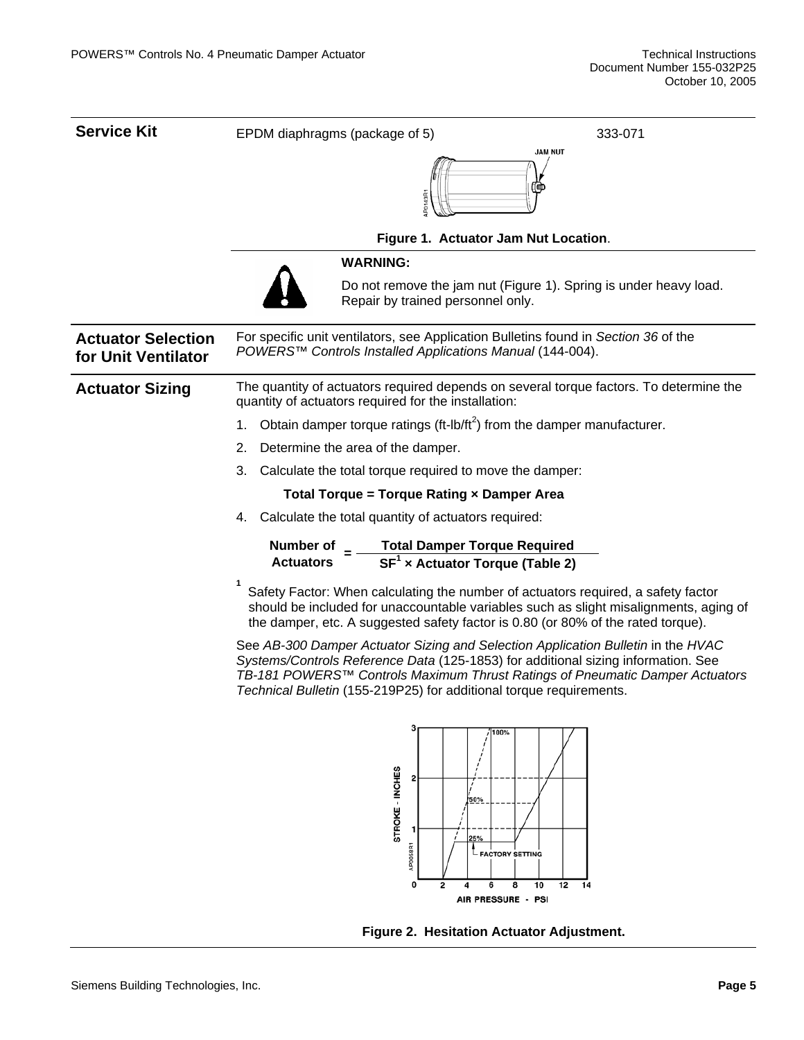## Service Kit

EPDM diaphragms (package of 5) 333-071

Figure 1. Actuator Jam Nut Location.

**WARNING:**

Do not remove the jam nut (Figure 1). Spring is under heavy load. Repair by trained personnel only.

## Actuator Selection for Unit Ventilator

For specific unit ventilators, see Application Bulletins found in *Section 36* of the *POWERS™ Controls Installed Applications Manual* (144-004).

## Actuator Sizing

The quantity of actuators required depends on several torque factors. To determine the quantity of actuators required for the installation:

1. Obtain damper torque ratings (ft-lb/ft[2]) from the damper manufacturer.
2. Determine the area of the damper.
3. Calculate the total torque required to move the damper:

   **Total Torque = Torque Rating × Damper Area**

4. Calculate the total quantity of actuators required:

$$\text{Number of Actuators} = \frac{\text{Total Damper Torque Required}}{\text{SF}^{1} \times \text{Actuator Torque (Table 2)}}$$

[1] Safety Factor: When calculating the number of actuators required, a safety factor should be included for unaccountable variables such as slight misalignments, aging of the damper, etc. A suggested safety factor is 0.80 (or 80% of the rated torque).

See *AB-300 Damper Actuator Sizing and Selection Application Bulletin* in the *HVAC Systems/Controls Reference Data* (125-1853) for additional sizing information. See *TB-181 POWERS™ Controls Maximum Thrust Ratings of Pneumatic Damper Actuators Technical Bulletin* (155-219P25) for additional torque requirements.

Figure 2. Hesitation Actuator Adjustment.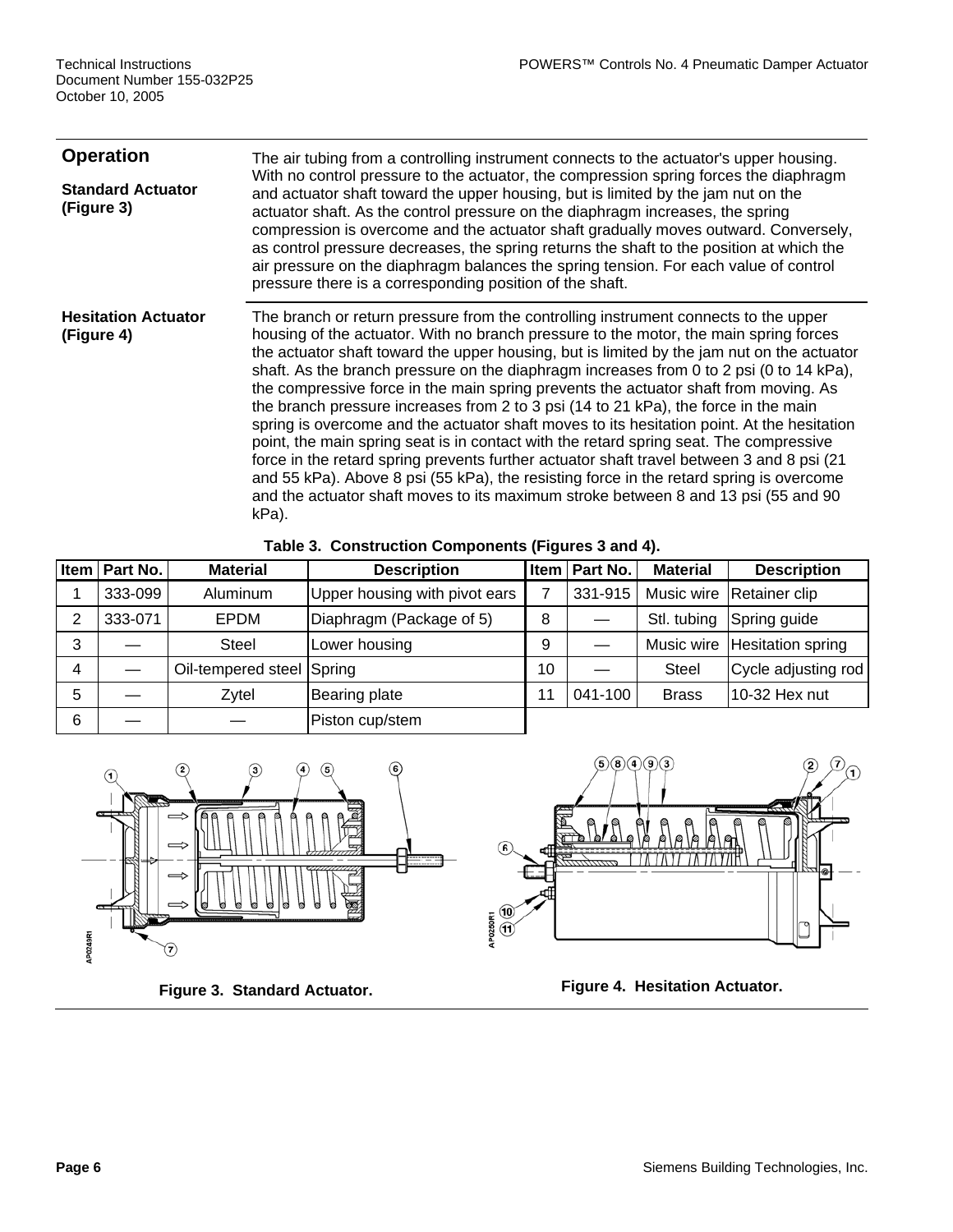## Operation

### Standard Actuator (Figure 3)

The air tubing from a controlling instrument connects to the actuator's upper housing. With no control pressure to the actuator, the compression spring forces the diaphragm and actuator shaft toward the upper housing, but is limited by the jam nut on the actuator shaft. As the control pressure on the diaphragm increases, the spring compression is overcome and the actuator shaft gradually moves outward. Conversely, as control pressure decreases, the spring returns the shaft to the position at which the air pressure on the diaphragm balances the spring tension. For each value of control pressure there is a corresponding position of the shaft.

### Hesitation Actuator (Figure 4)

The branch or return pressure from the controlling instrument connects to the upper housing of the actuator. With no branch pressure to the motor, the main spring forces the actuator shaft toward the upper housing, but is limited by the jam nut on the actuator shaft. As the branch pressure on the diaphragm increases from 0 to 2 psi (0 to 14 kPa), the compressive force in the main spring prevents the actuator shaft from moving. As the branch pressure increases from 2 to 3 psi (14 to 21 kPa), the force in the main spring is overcome and the actuator shaft moves to its hesitation point. At the hesitation point, the main spring seat is in contact with the retard spring seat. The compressive force in the retard spring prevents further actuator shaft travel between 3 and 8 psi (21 and 55 kPa). Above 8 psi (55 kPa), the resisting force in the retard spring is overcome and the actuator shaft moves to its maximum stroke between 8 and 13 psi (55 and 90 kPa).

**Table 3. Construction Components (Figures 3 and 4).**

| Item | Part No. | Material | Description | Item | Part No. | Material | Description |
|---|---|---|---|---|---|---|---|
| 1 | 333-099 | Aluminum | Upper housing with pivot ears | 7 | 331-915 | Music wire | Retainer clip |
| 2 | 333-071 | EPDM | Diaphragm (Package of 5) | 8 | — | Stl. tubing | Spring guide |
| 3 | — | Steel | Lower housing | 9 | — | Music wire | Hesitation spring |
| 4 | — | Oil-tempered steel | Spring | 10 | — | Steel | Cycle adjusting rod |
| 5 | — | Zytel | Bearing plate | 11 | 041-100 | Brass | 10-32 Hex nut |
| 6 | — | — | Piston cup/stem | | | | |

Figure 3. Standard Actuator.

Figure 4. Hesitation Actuator.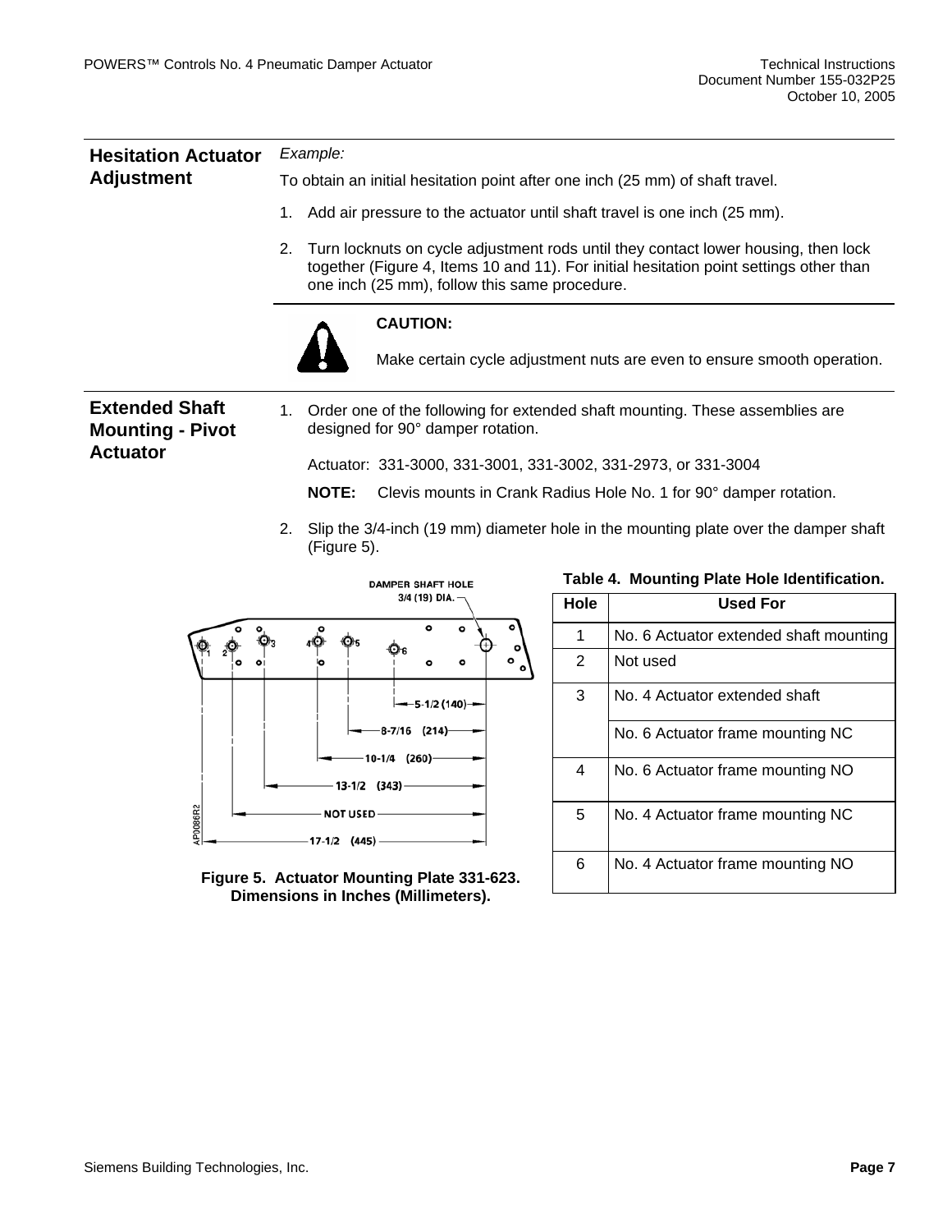## Hesitation Actuator Adjustment

*Example:*

To obtain an initial hesitation point after one inch (25 mm) of shaft travel.

1. Add air pressure to the actuator until shaft travel is one inch (25 mm).
2. Turn locknuts on cycle adjustment rods until they contact lower housing, then lock together (Figure 4, Items 10 and 11). For initial hesitation point settings other than one inch (25 mm), follow this same procedure.

**CAUTION:**

Make certain cycle adjustment nuts are even to ensure smooth operation.

## Extended Shaft Mounting - Pivot Actuator

1. Order one of the following for extended shaft mounting. These assemblies are designed for 90° damper rotation.

   Actuator: 331-3000, 331-3001, 331-3002, 331-2973, or 331-3004

   **NOTE:** Clevis mounts in Crank Radius Hole No. 1 for 90° damper rotation.

2. Slip the 3/4-inch (19 mm) diameter hole in the mounting plate over the damper shaft (Figure 5).

DAMPER SHAFT HOLE 3/4 (19) DIA.

5-1/2 (140)
8-7/16 (214)
10-1/4 (260)
13-1/2 (343)
NOT USED
17-1/2 (445)

AP0086R2

**Figure 5. Actuator Mounting Plate 331-623. Dimensions in Inches (Millimeters).**

**Table 4. Mounting Plate Hole Identification.**

| Hole | Used For |
|---|---|
| 1 | No. 6 Actuator extended shaft mounting |
| 2 | Not used |
| 3 | No. 4 Actuator extended shaft |
| | No. 6 Actuator frame mounting NC |
| 4 | No. 6 Actuator frame mounting NO |
| 5 | No. 4 Actuator frame mounting NC |
| 6 | No. 4 Actuator frame mounting NO |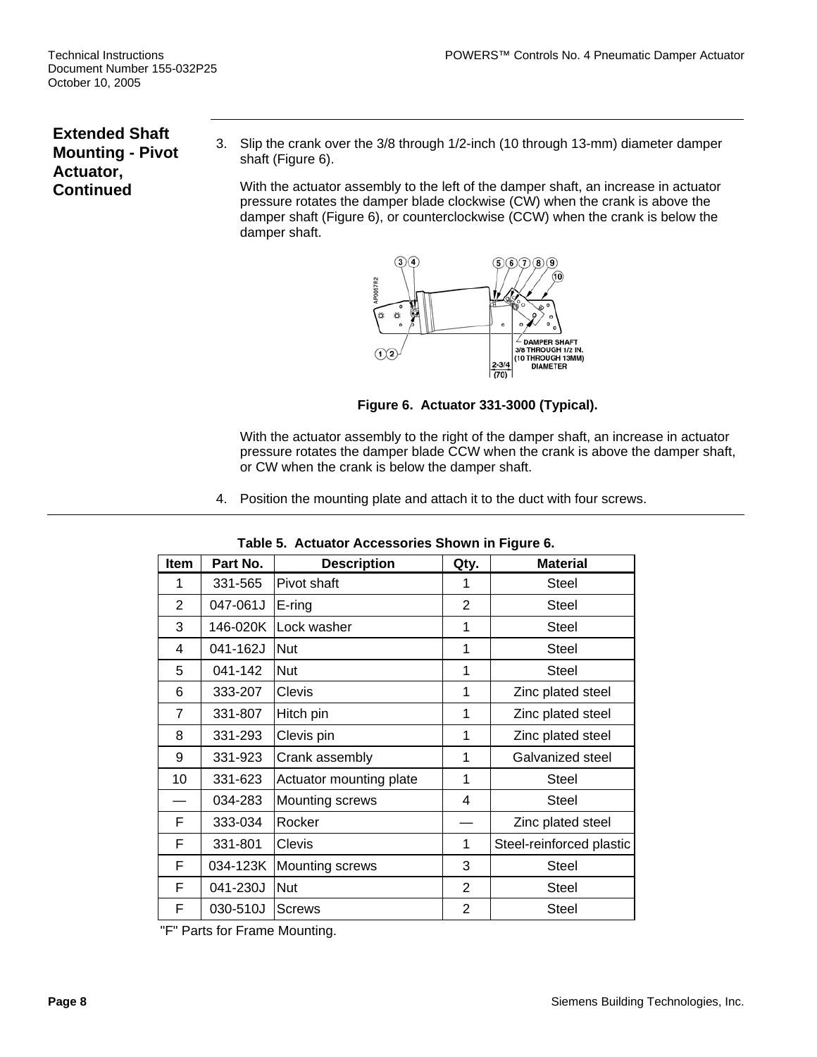## Extended Shaft Mounting - Pivot Actuator, Continued

3. Slip the crank over the 3/8 through 1/2-inch (10 through 13-mm) diameter damper shaft (Figure 6).

   With the actuator assembly to the left of the damper shaft, an increase in actuator pressure rotates the damper blade clockwise (CW) when the crank is above the damper shaft (Figure 6), or counterclockwise (CCW) when the crank is below the damper shaft.

   **Figure 6. Actuator 331-3000 (Typical).**

   With the actuator assembly to the right of the damper shaft, an increase in actuator pressure rotates the damper blade CCW when the crank is above the damper shaft, or CW when the crank is below the damper shaft.

4. Position the mounting plate and attach it to the duct with four screws.

**Table 5. Actuator Accessories Shown in Figure 6.**

| Item | Part No. | Description | Qty. | Material |
|---|---|---|---|---|
| 1 | 331-565 | Pivot shaft | 1 | Steel |
| 2 | 047-061J | E-ring | 2 | Steel |
| 3 | 146-020K | Lock washer | 1 | Steel |
| 4 | 041-162J | Nut | 1 | Steel |
| 5 | 041-142 | Nut | 1 | Steel |
| 6 | 333-207 | Clevis | 1 | Zinc plated steel |
| 7 | 331-807 | Hitch pin | 1 | Zinc plated steel |
| 8 | 331-293 | Clevis pin | 1 | Zinc plated steel |
| 9 | 331-923 | Crank assembly | 1 | Galvanized steel |
| 10 | 331-623 | Actuator mounting plate | 1 | Steel |
| — | 034-283 | Mounting screws | 4 | Steel |
| F | 333-034 | Rocker | — | Zinc plated steel |
| F | 331-801 | Clevis | 1 | Steel-reinforced plastic |
| F | 034-123K | Mounting screws | 3 | Steel |
| F | 041-230J | Nut | 2 | Steel |
| F | 030-510J | Screws | 2 | Steel |

"F" Parts for Frame Mounting.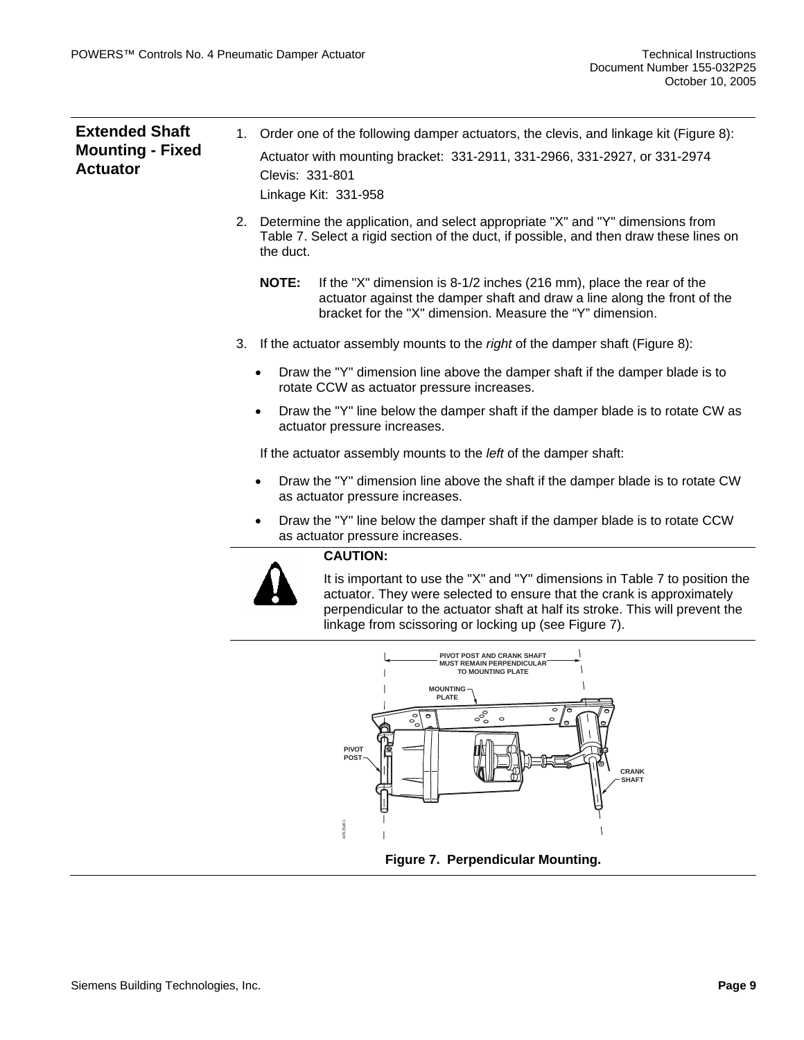## Extended Shaft Mounting - Fixed Actuator

1. Order one of the following damper actuators, the clevis, and linkage kit (Figure 8):

   Actuator with mounting bracket: 331-2911, 331-2966, 331-2927, or 331-2974
   Clevis: 331-801
   Linkage Kit: 331-958

2. Determine the application, and select appropriate "X" and "Y" dimensions from Table 7. Select a rigid section of the duct, if possible, and then draw these lines on the duct.

   **NOTE:** If the "X" dimension is 8-1/2 inches (216 mm), place the rear of the actuator against the damper shaft and draw a line along the front of the bracket for the "X" dimension. Measure the "Y" dimension.

3. If the actuator assembly mounts to the *right* of the damper shaft (Figure 8):

   - Draw the "Y" dimension line above the damper shaft if the damper blade is to rotate CCW as actuator pressure increases.
   - Draw the "Y" line below the damper shaft if the damper blade is to rotate CW as actuator pressure increases.

   If the actuator assembly mounts to the *left* of the damper shaft:

   - Draw the "Y" dimension line above the shaft if the damper blade is to rotate CW as actuator pressure increases.
   - Draw the "Y" line below the damper shaft if the damper blade is to rotate CCW as actuator pressure increases.

**CAUTION:**

It is important to use the "X" and "Y" dimensions in Table 7 to position the actuator. They were selected to ensure that the crank is approximately perpendicular to the actuator shaft at half its stroke. This will prevent the linkage from scissoring or locking up (see Figure 7).

PIVOT POST AND CRANK SHAFT MUST REMAIN PERPENDICULAR TO MOUNTING PLATE

MOUNTING PLATE

PIVOT POST

CRANK SHAFT

**Figure 7. Perpendicular Mounting.**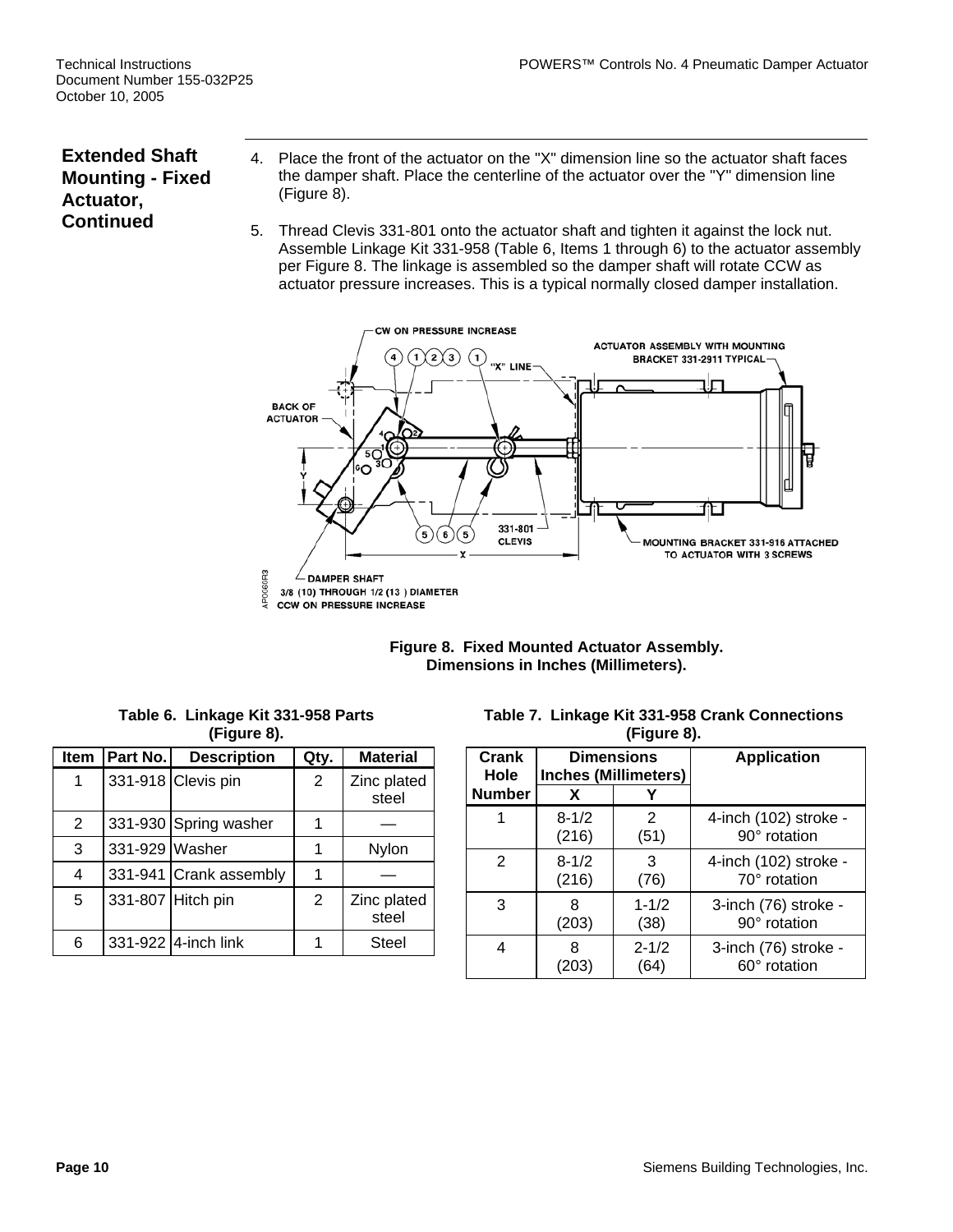## Extended Shaft Mounting - Fixed Actuator, Continued

4. Place the front of the actuator on the "X" dimension line so the actuator shaft faces the damper shaft. Place the centerline of the actuator over the "Y" dimension line (Figure 8).

5. Thread Clevis 331-801 onto the actuator shaft and tighten it against the lock nut. Assemble Linkage Kit 331-958 (Table 6, Items 1 through 6) to the actuator assembly per Figure 8. The linkage is assembled so the damper shaft will rotate CCW as actuator pressure increases. This is a typical normally closed damper installation.

**Figure 8. Fixed Mounted Actuator Assembly. Dimensions in Inches (Millimeters).**

**Table 6. Linkage Kit 331-958 Parts (Figure 8).**

| Item | Part No. | Description | Qty. | Material |
|---|---|---|---|---|
| 1 | 331-918 | Clevis pin | 2 | Zinc plated steel |
| 2 | 331-930 | Spring washer | 1 | — |
| 3 | 331-929 | Washer | 1 | Nylon |
| 4 | 331-941 | Crank assembly | 1 | — |
| 5 | 331-807 | Hitch pin | 2 | Zinc plated steel |
| 6 | 331-922 | 4-inch link | 1 | Steel |

**Table 7. Linkage Kit 331-958 Crank Connections (Figure 8).**

| Crank Hole Number | Dimensions Inches (Millimeters) | | Application |
|---|---|---|---|
| | X | Y | |
| 1 | 8-1/2 (216) | 2 (51) | 4-inch (102) stroke - 90° rotation |
| 2 | 8-1/2 (216) | 3 (76) | 4-inch (102) stroke - 70° rotation |
| 3 | 8 (203) | 1-1/2 (38) | 3-inch (76) stroke - 90° rotation |
| 4 | 8 (203) | 2-1/2 (64) | 3-inch (76) stroke - 60° rotation |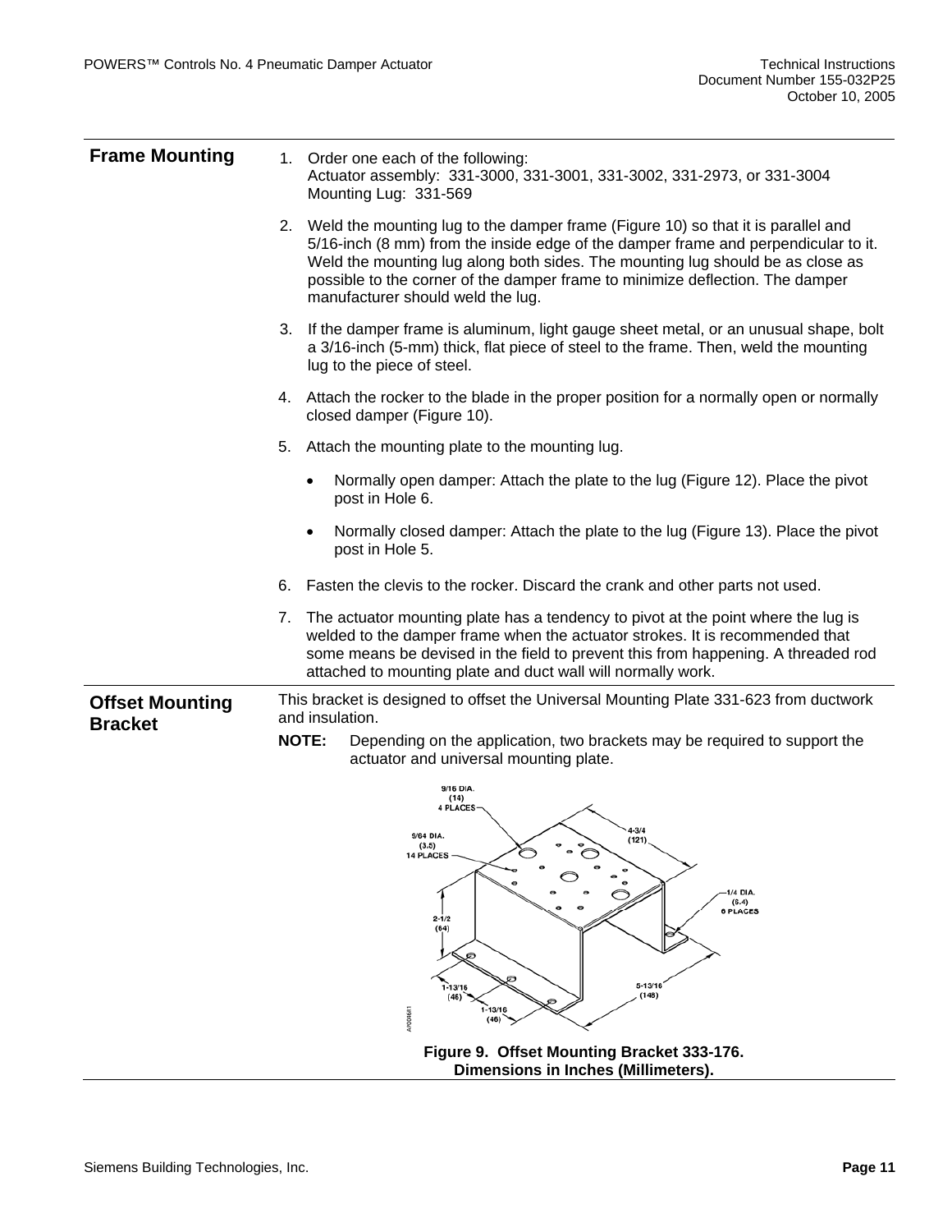## Frame Mounting

1. Order one each of the following:
   Actuator assembly: 331-3000, 331-3001, 331-3002, 331-2973, or 331-3004
   Mounting Lug: 331-569

2. Weld the mounting lug to the damper frame (Figure 10) so that it is parallel and 5/16-inch (8 mm) from the inside edge of the damper frame and perpendicular to it. Weld the mounting lug along both sides. The mounting lug should be as close as possible to the corner of the damper frame to minimize deflection. The damper manufacturer should weld the lug.

3. If the damper frame is aluminum, light gauge sheet metal, or an unusual shape, bolt a 3/16-inch (5-mm) thick, flat piece of steel to the frame. Then, weld the mounting lug to the piece of steel.

4. Attach the rocker to the blade in the proper position for a normally open or normally closed damper (Figure 10).

5. Attach the mounting plate to the mounting lug.

   - Normally open damper: Attach the plate to the lug (Figure 12). Place the pivot post in Hole 6.

   - Normally closed damper: Attach the plate to the lug (Figure 13). Place the pivot post in Hole 5.

6. Fasten the clevis to the rocker. Discard the crank and other parts not used.

7. The actuator mounting plate has a tendency to pivot at the point where the lug is welded to the damper frame when the actuator strokes. It is recommended that some means be devised in the field to prevent this from happening. A threaded rod attached to mounting plate and duct wall will normally work.

## Offset Mounting Bracket

This bracket is designed to offset the Universal Mounting Plate 331-623 from ductwork and insulation.

**NOTE:** Depending on the application, two brackets may be required to support the actuator and universal mounting plate.

**Figure 9. Offset Mounting Bracket 333-176. Dimensions in Inches (Millimeters).**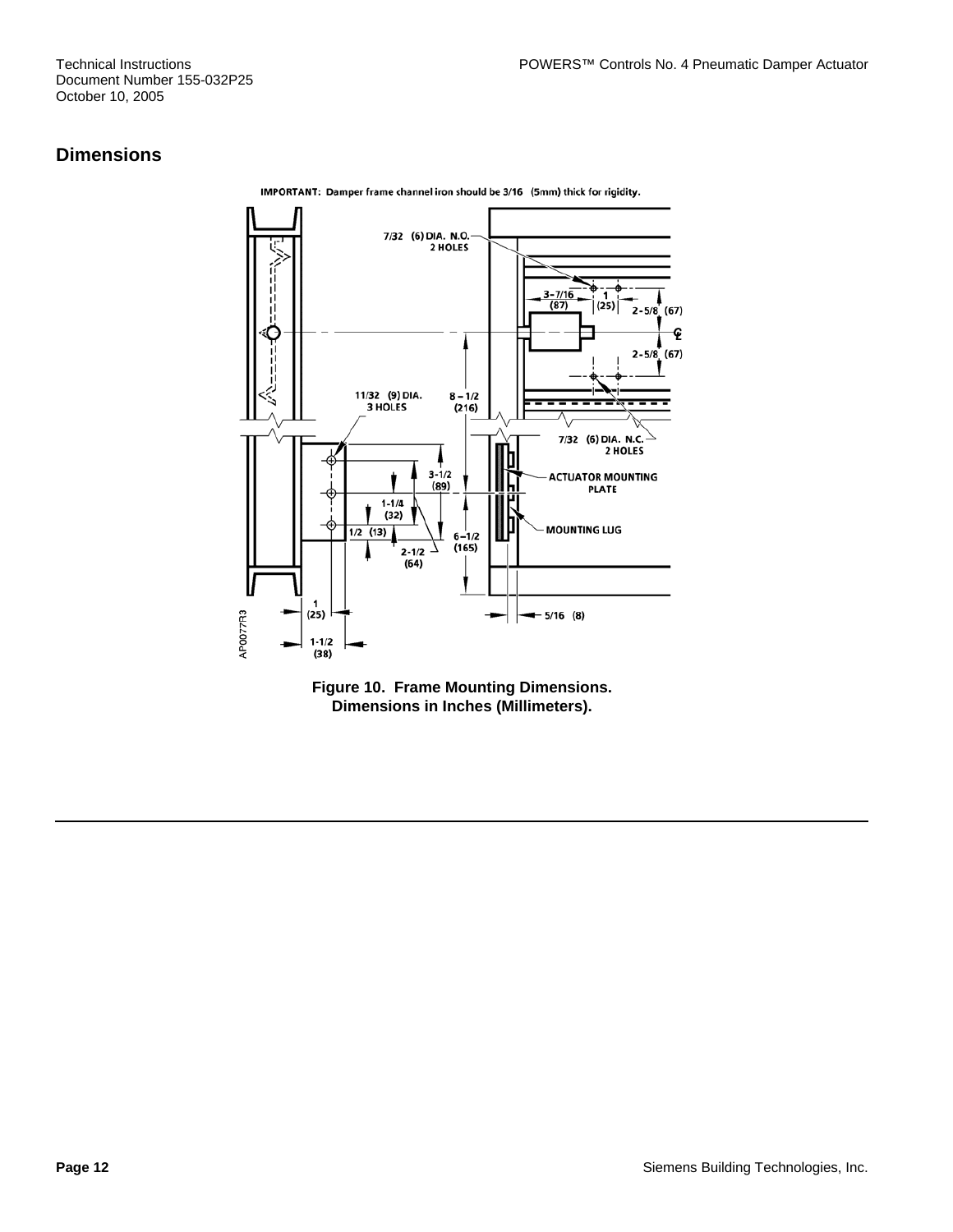## Dimensions

IMPORTANT: Damper frame channel iron should be 3/16 (5mm) thick for rigidity.

7/32 (6) DIA. N.O. 2 HOLES

3-7/16 (87)

1 (25)

2-5/8 (67)

2-5/8 (67)

11/32 (9) DIA. 3 HOLES

8-1/2 (216)

7/32 (6) DIA. N.C. 2 HOLES

3-1/2 (89)

ACTUATOR MOUNTING PLATE

1-1/4 (32)

MOUNTING LUG

1/2 (13)

6-1/2 (165)

2-1/2 (64)

1 (25)

5/16 (8)

1-1/2 (38)

AP0077R3

**Figure 10. Frame Mounting Dimensions. Dimensions in Inches (Millimeters).**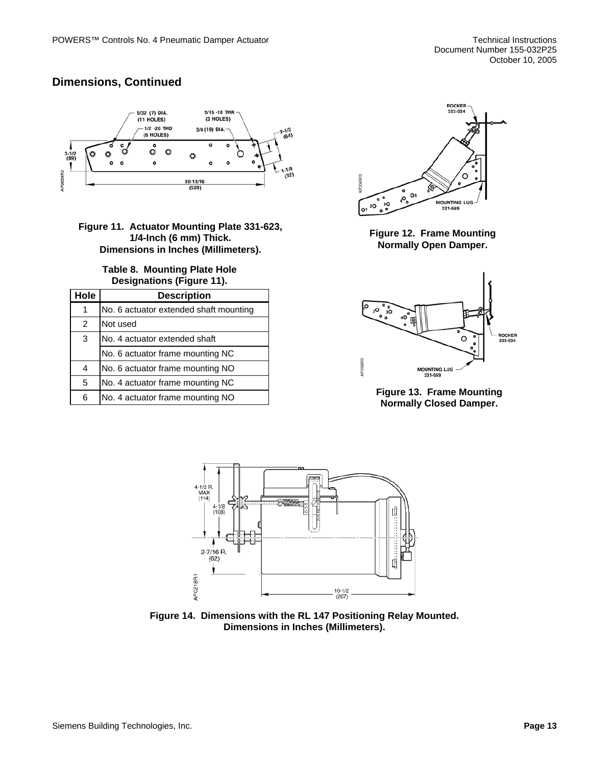## Dimensions, Continued

Figure 11. Actuator Mounting Plate 331-623, 1/4-Inch (6 mm) Thick. Dimensions in Inches (Millimeters).

Table 8. Mounting Plate Hole Designations (Figure 11).

| Hole | Description |
|---|---|
| 1 | No. 6 actuator extended shaft mounting |
| 2 | Not used |
| 3 | No. 4 actuator extended shaft |
| | No. 6 actuator frame mounting NC |
| 4 | No. 6 actuator frame mounting NO |
| 5 | No. 4 actuator frame mounting NC |
| 6 | No. 4 actuator frame mounting NO |

Figure 12. Frame Mounting Normally Open Damper.

Figure 13. Frame Mounting Normally Closed Damper.

Figure 14. Dimensions with the RL 147 Positioning Relay Mounted. Dimensions in Inches (Millimeters).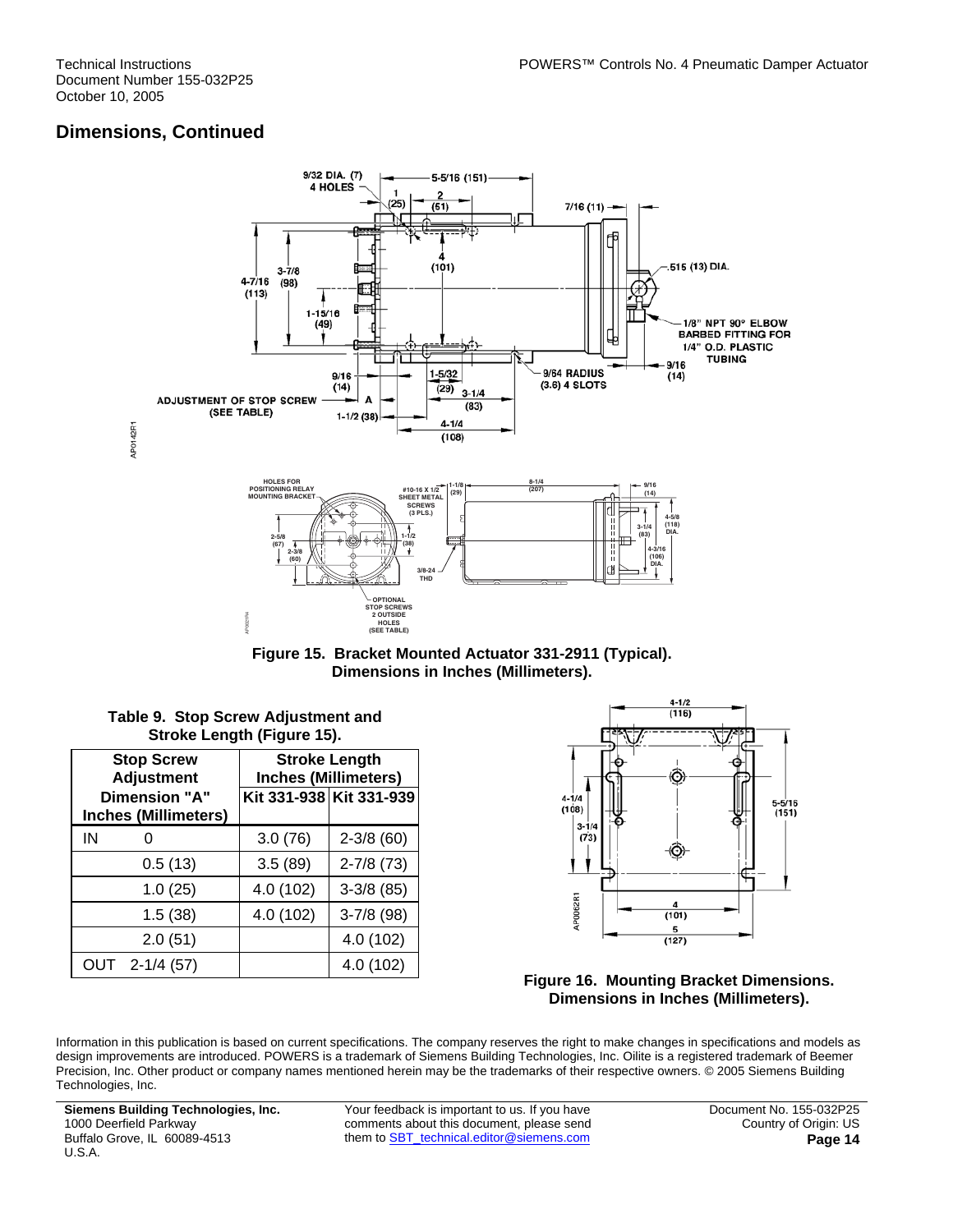## Dimensions, Continued

9/32 DIA. (7)
4 HOLES
1
(25)
2
(51)
5-5/16 (151)
7/16 (11)
4
(101)
.515 (13) DIA.
3-7/8
(98)
4-7/16
(113)
1-15/16
(49)
1/8" NPT 90° ELBOW
BARBED FITTING FOR
1/4" O.D. PLASTIC
TUBING
9/16
(14)
9/16
(14)
1-5/32
(29)
9/64 RADIUS
(3.6) 4 SLOTS
3-1/4
(83)
ADJUSTMENT OF STOP SCREW
(SEE TABLE)
A
1-1/2 (38)
4-1/4
(108)

HOLES FOR
POSITIONING RELAY
MOUNTING BRACKET
#10-16 X 1/2
SHEET METAL
SCREWS
(3 PLS.)
1-1/8
(29)
8-1/4
(207)
9/16
(14)
4-5/8
(118)
DIA.
3-1/4
(83)
2-5/8
(67)
2-3/8
(60)
1-1/2
(38)
4-3/16
(106)
DIA.
3/8-24
THD
OPTIONAL
STOP SCREWS
2 OUTSIDE
HOLES
(SEE TABLE)

**Figure 15. Bracket Mounted Actuator 331-2911 (Typical). Dimensions in Inches (Millimeters).**

**Table 9. Stop Screw Adjustment and Stroke Length (Figure 15).**

| Stop Screw Adjustment Dimension "A" Inches (Millimeters) | Stroke Length Inches (Millimeters) | |
|---|---|---|
| | Kit 331-938 | Kit 331-939 |
| IN 0 | 3.0 (76) | 2-3/8 (60) |
| 0.5 (13) | 3.5 (89) | 2-7/8 (73) |
| 1.0 (25) | 4.0 (102) | 3-3/8 (85) |
| 1.5 (38) | 4.0 (102) | 3-7/8 (98) |
| 2.0 (51) | | 4.0 (102) |
| OUT 2-1/4 (57) | | 4.0 (102) |

4-1/2
(116)
4-1/4
(108)
3-1/4
(73)
5-5/16
(151)
4
(101)
5
(127)

**Figure 16. Mounting Bracket Dimensions. Dimensions in Inches (Millimeters).**

Information in this publication is based on current specifications. The company reserves the right to make changes in specifications and models as design improvements are introduced. POWERS is a trademark of Siemens Building Technologies, Inc. Oilite is a registered trademark of Beemer Precision, Inc. Other product or company names mentioned herein may be the trademarks of their respective owners. © 2005 Siemens Building Technologies, Inc.

**Siemens Building Technologies, Inc.**
1000 Deerfield Parkway
Buffalo Grove, IL 60089-4513
U.S.A.

Your feedback is important to us. If you have comments about this document, please send them to SBT_technical.editor@siemens.com

Document No. 155-032P25
Country of Origin: US